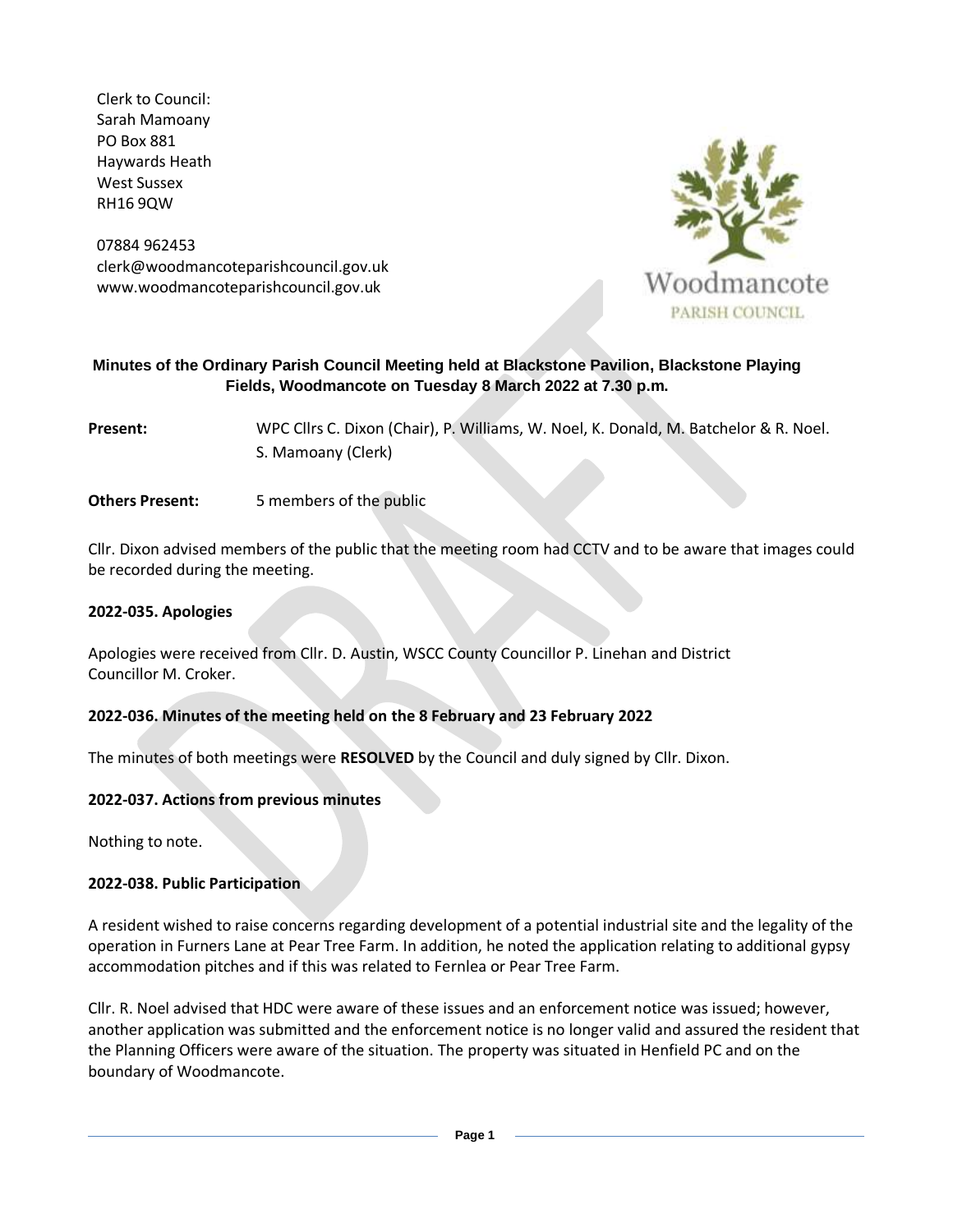Clerk to Council:
Sarah Mamoany
PO Box 881
Haywards Heath
West Sussex
RH16 9QW

07884 962453
clerk@woodmancoteparishcouncil.gov.uk
www.woodmancoteparishcouncil.gov.uk

Woodmancote
PARISH COUNCIL

**Minutes of the Ordinary Parish Council Meeting held at Blackstone Pavilion, Blackstone Playing Fields, Woodmancote on Tuesday 8 March 2022 at 7.30 p.m.**

**Present:** WPC Cllrs C. Dixon (Chair), P. Williams, W. Noel, K. Donald, M. Batchelor & R. Noel. S. Mamoany (Clerk)

**Others Present:** 5 members of the public

Cllr. Dixon advised members of the public that the meeting room had CCTV and to be aware that images could be recorded during the meeting.

**2022-035. Apologies**

Apologies were received from Cllr. D. Austin, WSCC County Councillor P. Linehan and District Councillor M. Croker.

**2022-036. Minutes of the meeting held on the 8 February and 23 February 2022**

The minutes of both meetings were **RESOLVED** by the Council and duly signed by Cllr. Dixon.

**2022-037. Actions from previous minutes**

Nothing to note.

**2022-038. Public Participation**

A resident wished to raise concerns regarding development of a potential industrial site and the legality of the operation in Furners Lane at Pear Tree Farm. In addition, he noted the application relating to additional gypsy accommodation pitches and if this was related to Fernlea or Pear Tree Farm.

Cllr. R. Noel advised that HDC were aware of these issues and an enforcement notice was issued; however, another application was submitted and the enforcement notice is no longer valid and assured the resident that the Planning Officers were aware of the situation. The property was situated in Henfield PC and on the boundary of Woodmancote.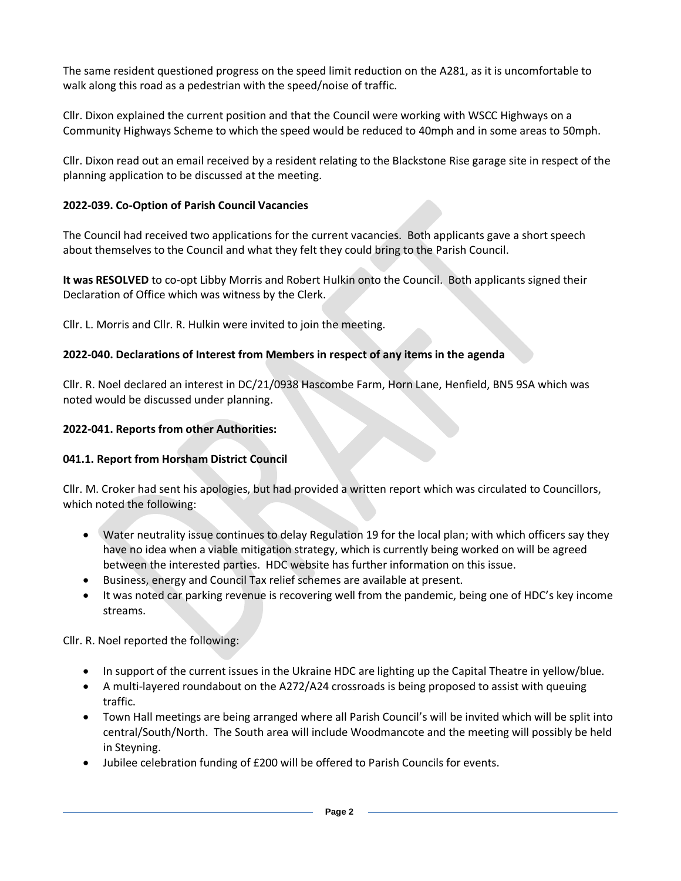The same resident questioned progress on the speed limit reduction on the A281, as it is uncomfortable to walk along this road as a pedestrian with the speed/noise of traffic.

Cllr. Dixon explained the current position and that the Council were working with WSCC Highways on a Community Highways Scheme to which the speed would be reduced to 40mph and in some areas to 50mph.

Cllr. Dixon read out an email received by a resident relating to the Blackstone Rise garage site in respect of the planning application to be discussed at the meeting.

**2022-039. Co-Option of Parish Council Vacancies**

The Council had received two applications for the current vacancies. Both applicants gave a short speech about themselves to the Council and what they felt they could bring to the Parish Council.

**It was RESOLVED** to co-opt Libby Morris and Robert Hulkin onto the Council. Both applicants signed their Declaration of Office which was witness by the Clerk.

Cllr. L. Morris and Cllr. R. Hulkin were invited to join the meeting.

**2022-040. Declarations of Interest from Members in respect of any items in the agenda**

Cllr. R. Noel declared an interest in DC/21/0938 Hascombe Farm, Horn Lane, Henfield, BN5 9SA which was noted would be discussed under planning.

**2022-041. Reports from other Authorities:**

**041.1. Report from Horsham District Council**

Cllr. M. Croker had sent his apologies, but had provided a written report which was circulated to Councillors, which noted the following:

- Water neutrality issue continues to delay Regulation 19 for the local plan; with which officers say they have no idea when a viable mitigation strategy, which is currently being worked on will be agreed between the interested parties. HDC website has further information on this issue.
- Business, energy and Council Tax relief schemes are available at present.
- It was noted car parking revenue is recovering well from the pandemic, being one of HDC's key income streams.

Cllr. R. Noel reported the following:

- In support of the current issues in the Ukraine HDC are lighting up the Capital Theatre in yellow/blue.
- A multi-layered roundabout on the A272/A24 crossroads is being proposed to assist with queuing traffic.
- Town Hall meetings are being arranged where all Parish Council's will be invited which will be split into central/South/North. The South area will include Woodmancote and the meeting will possibly be held in Steyning.
- Jubilee celebration funding of £200 will be offered to Parish Councils for events.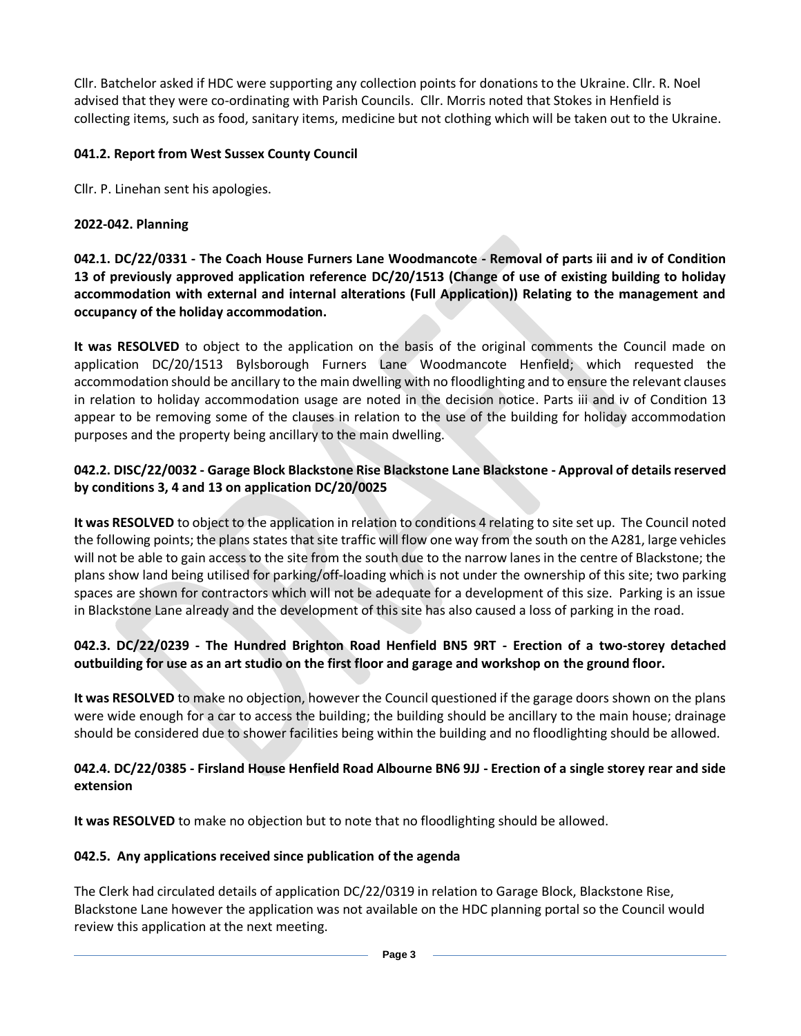Cllr. Batchelor asked if HDC were supporting any collection points for donations to the Ukraine. Cllr. R. Noel advised that they were co-ordinating with Parish Councils. Cllr. Morris noted that Stokes in Henfield is collecting items, such as food, sanitary items, medicine but not clothing which will be taken out to the Ukraine.

**041.2. Report from West Sussex County Council**

Cllr. P. Linehan sent his apologies.

**2022-042. Planning**

**042.1. DC/22/0331 - The Coach House Furners Lane Woodmancote - Removal of parts iii and iv of Condition 13 of previously approved application reference DC/20/1513 (Change of use of existing building to holiday accommodation with external and internal alterations (Full Application)) Relating to the management and occupancy of the holiday accommodation.**

**It was RESOLVED** to object to the application on the basis of the original comments the Council made on application DC/20/1513 Bylsborough Furners Lane Woodmancote Henfield; which requested the accommodation should be ancillary to the main dwelling with no floodlighting and to ensure the relevant clauses in relation to holiday accommodation usage are noted in the decision notice. Parts iii and iv of Condition 13 appear to be removing some of the clauses in relation to the use of the building for holiday accommodation purposes and the property being ancillary to the main dwelling.

**042.2. DISC/22/0032 - Garage Block Blackstone Rise Blackstone Lane Blackstone - Approval of details reserved by conditions 3, 4 and 13 on application DC/20/0025**

**It was RESOLVED** to object to the application in relation to conditions 4 relating to site set up. The Council noted the following points; the plans states that site traffic will flow one way from the south on the A281, large vehicles will not be able to gain access to the site from the south due to the narrow lanes in the centre of Blackstone; the plans show land being utilised for parking/off-loading which is not under the ownership of this site; two parking spaces are shown for contractors which will not be adequate for a development of this size. Parking is an issue in Blackstone Lane already and the development of this site has also caused a loss of parking in the road.

**042.3. DC/22/0239 - The Hundred Brighton Road Henfield BN5 9RT - Erection of a two-storey detached outbuilding for use as an art studio on the first floor and garage and workshop on the ground floor.**

**It was RESOLVED** to make no objection, however the Council questioned if the garage doors shown on the plans were wide enough for a car to access the building; the building should be ancillary to the main house; drainage should be considered due to shower facilities being within the building and no floodlighting should be allowed.

**042.4. DC/22/0385 - Firsland House Henfield Road Albourne BN6 9JJ - Erection of a single storey rear and side extension**

**It was RESOLVED** to make no objection but to note that no floodlighting should be allowed.

**042.5. Any applications received since publication of the agenda**

The Clerk had circulated details of application DC/22/0319 in relation to Garage Block, Blackstone Rise, Blackstone Lane however the application was not available on the HDC planning portal so the Council would review this application at the next meeting.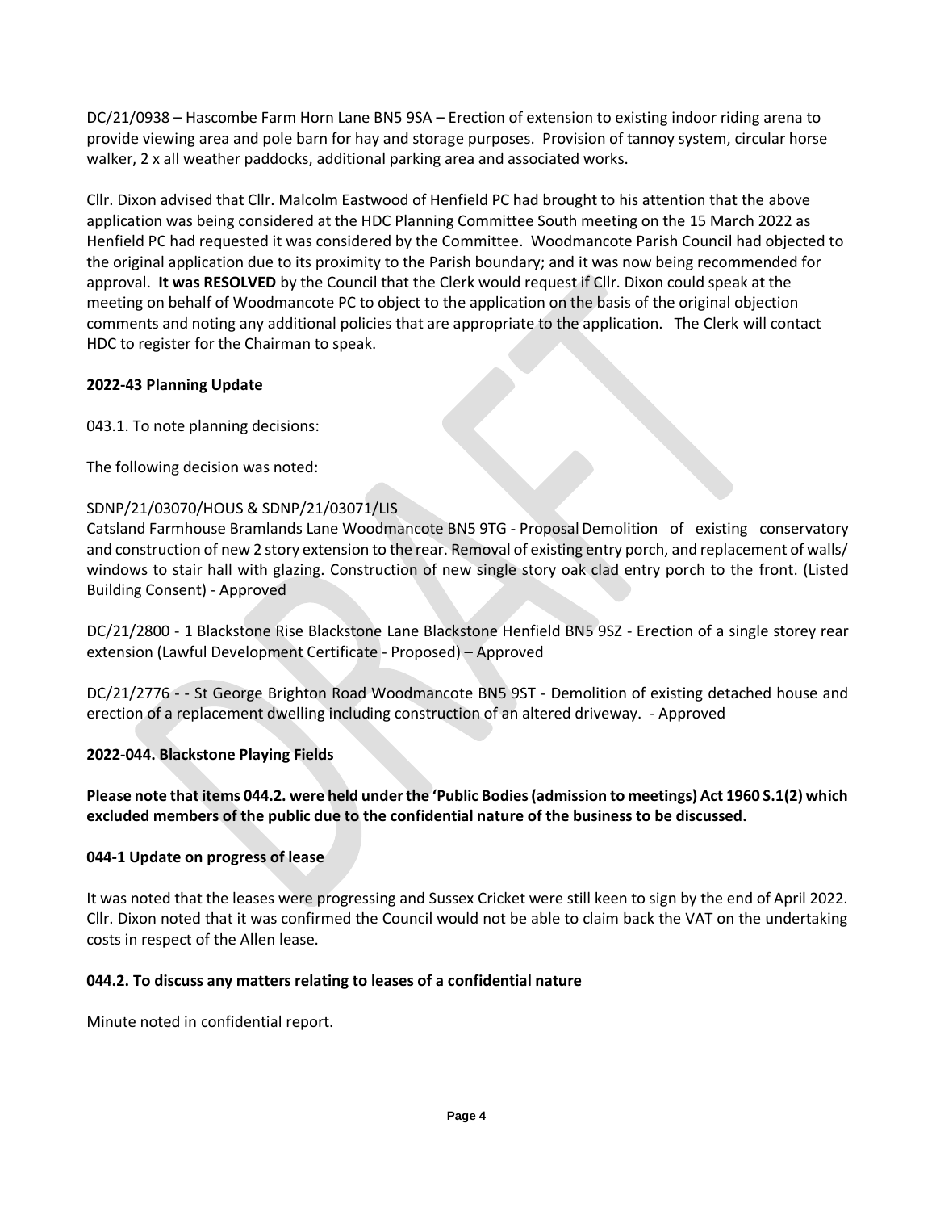DC/21/0938 – Hascombe Farm Horn Lane BN5 9SA – Erection of extension to existing indoor riding arena to provide viewing area and pole barn for hay and storage purposes. Provision of tannoy system, circular horse walker, 2 x all weather paddocks, additional parking area and associated works.

Cllr. Dixon advised that Cllr. Malcolm Eastwood of Henfield PC had brought to his attention that the above application was being considered at the HDC Planning Committee South meeting on the 15 March 2022 as Henfield PC had requested it was considered by the Committee. Woodmancote Parish Council had objected to the original application due to its proximity to the Parish boundary; and it was now being recommended for approval. **It was RESOLVED** by the Council that the Clerk would request if Cllr. Dixon could speak at the meeting on behalf of Woodmancote PC to object to the application on the basis of the original objection comments and noting any additional policies that are appropriate to the application. The Clerk will contact HDC to register for the Chairman to speak.

**2022-43 Planning Update**

043.1. To note planning decisions:

The following decision was noted:

SDNP/21/03070/HOUS & SDNP/21/03071/LIS
Catsland Farmhouse Bramlands Lane Woodmancote BN5 9TG - Proposal Demolition of existing conservatory and construction of new 2 story extension to the rear. Removal of existing entry porch, and replacement of walls/ windows to stair hall with glazing. Construction of new single story oak clad entry porch to the front. (Listed Building Consent) - Approved

DC/21/2800 - 1 Blackstone Rise Blackstone Lane Blackstone Henfield BN5 9SZ - Erection of a single storey rear extension (Lawful Development Certificate - Proposed) – Approved

DC/21/2776 - - St George Brighton Road Woodmancote BN5 9ST - Demolition of existing detached house and erection of a replacement dwelling including construction of an altered driveway. - Approved

**2022-044. Blackstone Playing Fields**

**Please note that items 044.2. were held under the 'Public Bodies (admission to meetings) Act 1960 S.1(2) which excluded members of the public due to the confidential nature of the business to be discussed.**

**044-1 Update on progress of lease**

It was noted that the leases were progressing and Sussex Cricket were still keen to sign by the end of April 2022. Cllr. Dixon noted that it was confirmed the Council would not be able to claim back the VAT on the undertaking costs in respect of the Allen lease.

**044.2. To discuss any matters relating to leases of a confidential nature**

Minute noted in confidential report.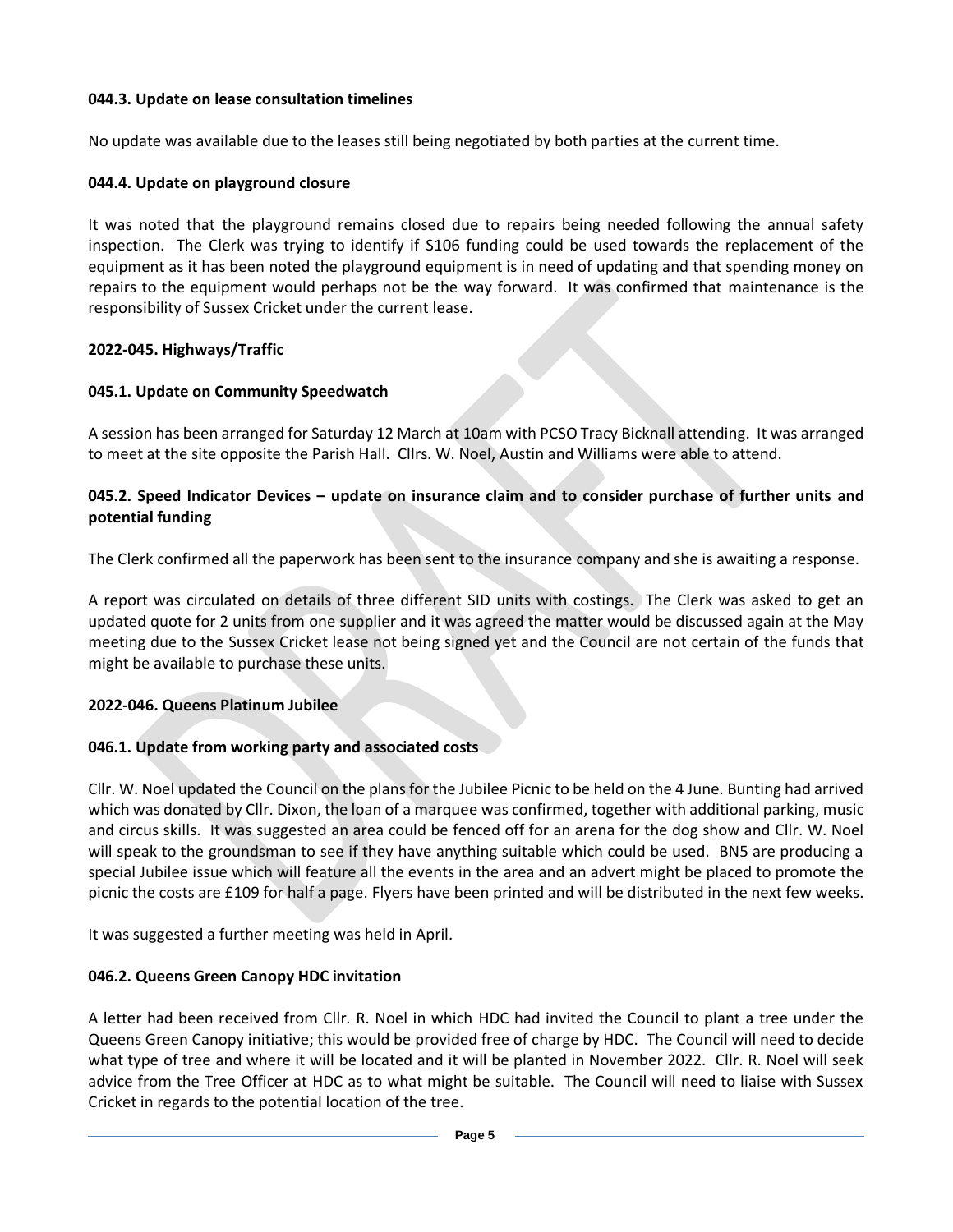**044.3. Update on lease consultation timelines**

No update was available due to the leases still being negotiated by both parties at the current time.

**044.4. Update on playground closure**

It was noted that the playground remains closed due to repairs being needed following the annual safety inspection. The Clerk was trying to identify if S106 funding could be used towards the replacement of the equipment as it has been noted the playground equipment is in need of updating and that spending money on repairs to the equipment would perhaps not be the way forward. It was confirmed that maintenance is the responsibility of Sussex Cricket under the current lease.

**2022-045. Highways/Traffic**

**045.1. Update on Community Speedwatch**

A session has been arranged for Saturday 12 March at 10am with PCSO Tracy Bicknall attending. It was arranged to meet at the site opposite the Parish Hall. Cllrs. W. Noel, Austin and Williams were able to attend.

**045.2. Speed Indicator Devices – update on insurance claim and to consider purchase of further units and potential funding**

The Clerk confirmed all the paperwork has been sent to the insurance company and she is awaiting a response.

A report was circulated on details of three different SID units with costings. The Clerk was asked to get an updated quote for 2 units from one supplier and it was agreed the matter would be discussed again at the May meeting due to the Sussex Cricket lease not being signed yet and the Council are not certain of the funds that might be available to purchase these units.

**2022-046. Queens Platinum Jubilee**

**046.1. Update from working party and associated costs**

Cllr. W. Noel updated the Council on the plans for the Jubilee Picnic to be held on the 4 June. Bunting had arrived which was donated by Cllr. Dixon, the loan of a marquee was confirmed, together with additional parking, music and circus skills. It was suggested an area could be fenced off for an arena for the dog show and Cllr. W. Noel will speak to the groundsman to see if they have anything suitable which could be used. BN5 are producing a special Jubilee issue which will feature all the events in the area and an advert might be placed to promote the picnic the costs are £109 for half a page. Flyers have been printed and will be distributed in the next few weeks.

It was suggested a further meeting was held in April.

**046.2. Queens Green Canopy HDC invitation**

A letter had been received from Cllr. R. Noel in which HDC had invited the Council to plant a tree under the Queens Green Canopy initiative; this would be provided free of charge by HDC. The Council will need to decide what type of tree and where it will be located and it will be planted in November 2022. Cllr. R. Noel will seek advice from the Tree Officer at HDC as to what might be suitable. The Council will need to liaise with Sussex Cricket in regards to the potential location of the tree.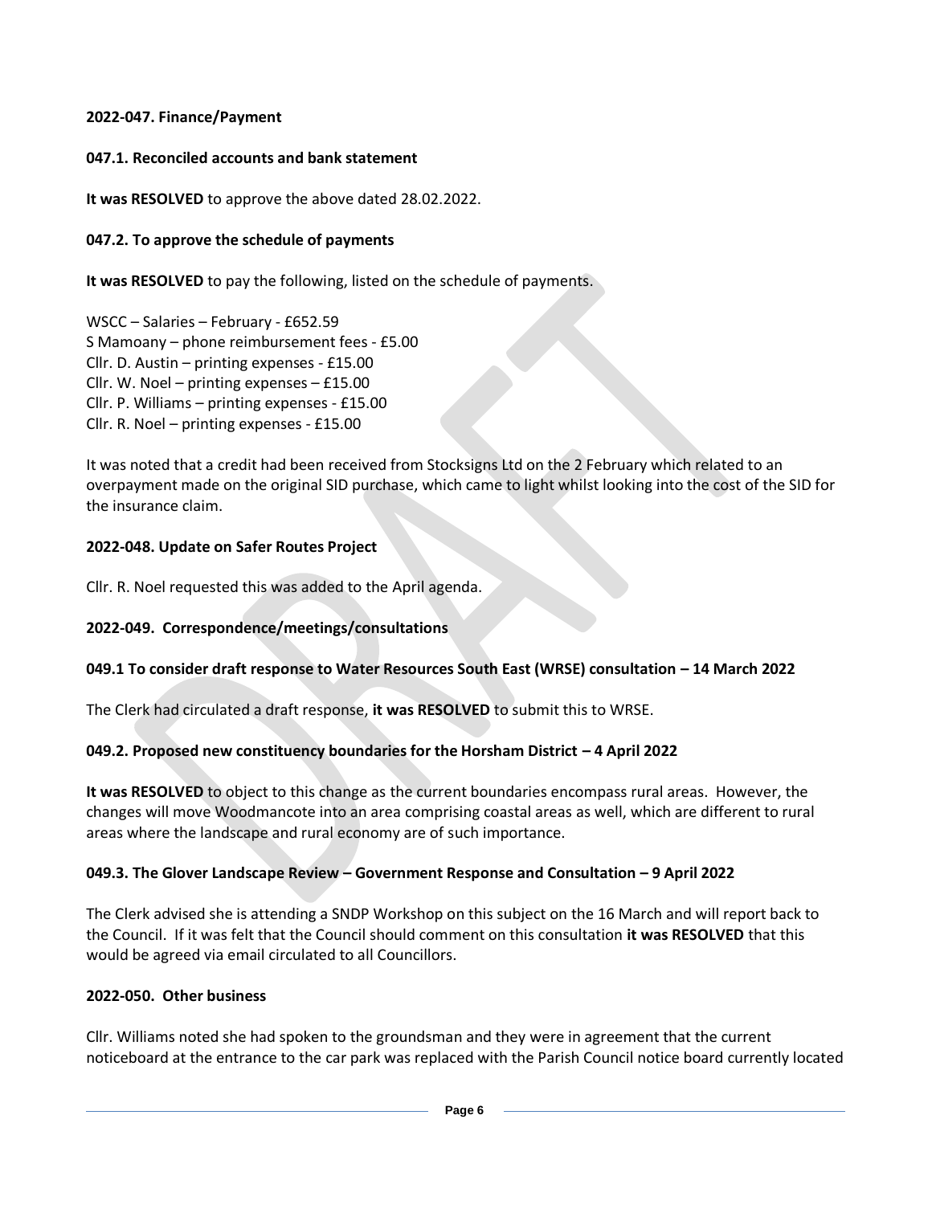**2022-047. Finance/Payment**

**047.1. Reconciled accounts and bank statement**

**It was RESOLVED** to approve the above dated 28.02.2022.

**047.2. To approve the schedule of payments**

**It was RESOLVED** to pay the following, listed on the schedule of payments.

WSCC – Salaries – February - £652.59
S Mamoany – phone reimbursement fees - £5.00
Cllr. D. Austin – printing expenses - £15.00
Cllr. W. Noel – printing expenses – £15.00
Cllr. P. Williams – printing expenses - £15.00
Cllr. R. Noel – printing expenses - £15.00

It was noted that a credit had been received from Stocksigns Ltd on the 2 February which related to an overpayment made on the original SID purchase, which came to light whilst looking into the cost of the SID for the insurance claim.

**2022-048. Update on Safer Routes Project**

Cllr. R. Noel requested this was added to the April agenda.

**2022-049. Correspondence/meetings/consultations**

**049.1 To consider draft response to Water Resources South East (WRSE) consultation – 14 March 2022**

The Clerk had circulated a draft response, **it was RESOLVED** to submit this to WRSE.

**049.2. Proposed new constituency boundaries for the Horsham District – 4 April 2022**

**It was RESOLVED** to object to this change as the current boundaries encompass rural areas. However, the changes will move Woodmancote into an area comprising coastal areas as well, which are different to rural areas where the landscape and rural economy are of such importance.

**049.3. The Glover Landscape Review – Government Response and Consultation – 9 April 2022**

The Clerk advised she is attending a SNDP Workshop on this subject on the 16 March and will report back to the Council. If it was felt that the Council should comment on this consultation **it was RESOLVED** that this would be agreed via email circulated to all Councillors.

**2022-050. Other business**

Cllr. Williams noted she had spoken to the groundsman and they were in agreement that the current noticeboard at the entrance to the car park was replaced with the Parish Council notice board currently located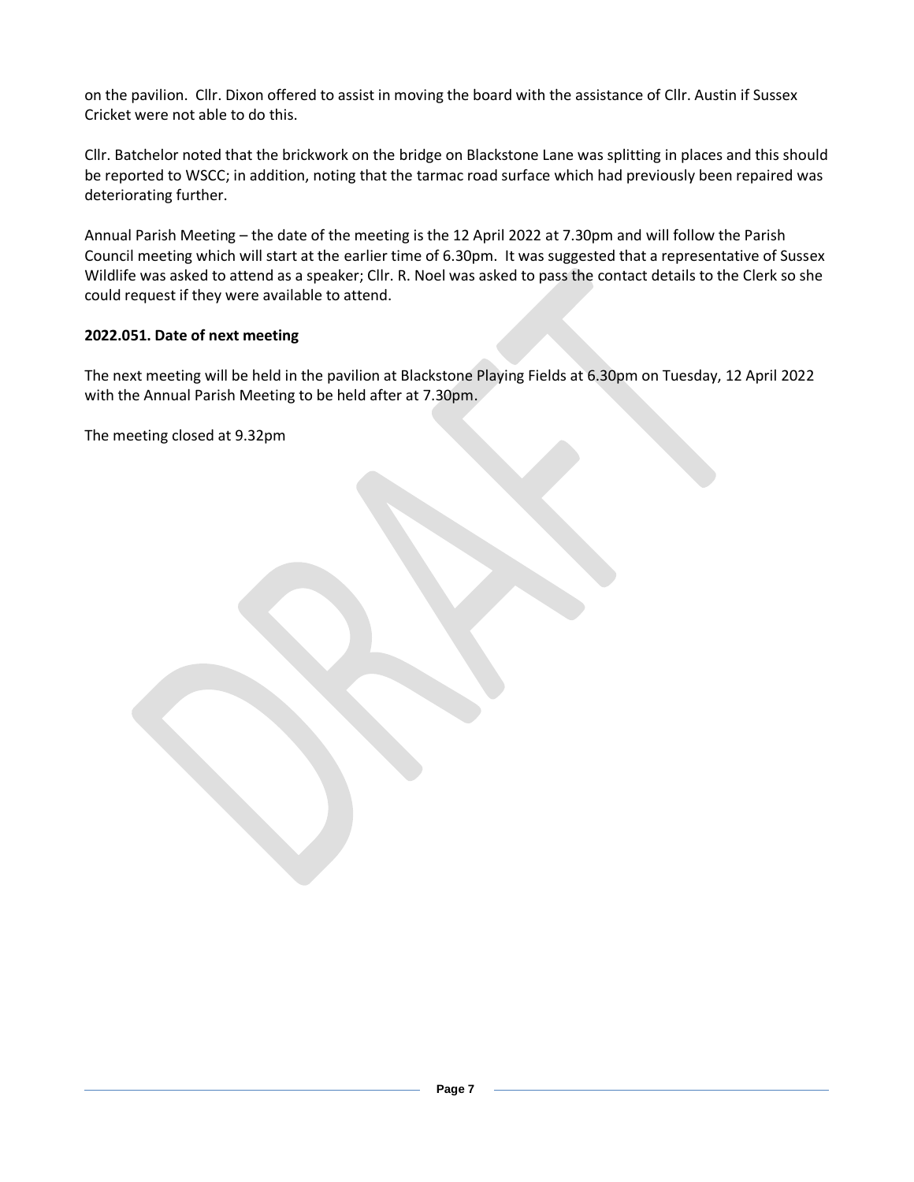on the pavilion. Cllr. Dixon offered to assist in moving the board with the assistance of Cllr. Austin if Sussex Cricket were not able to do this.

Cllr. Batchelor noted that the brickwork on the bridge on Blackstone Lane was splitting in places and this should be reported to WSCC; in addition, noting that the tarmac road surface which had previously been repaired was deteriorating further.

Annual Parish Meeting – the date of the meeting is the 12 April 2022 at 7.30pm and will follow the Parish Council meeting which will start at the earlier time of 6.30pm. It was suggested that a representative of Sussex Wildlife was asked to attend as a speaker; Cllr. R. Noel was asked to pass the contact details to the Clerk so she could request if they were available to attend.

**2022.051. Date of next meeting**

The next meeting will be held in the pavilion at Blackstone Playing Fields at 6.30pm on Tuesday, 12 April 2022 with the Annual Parish Meeting to be held after at 7.30pm.

The meeting closed at 9.32pm